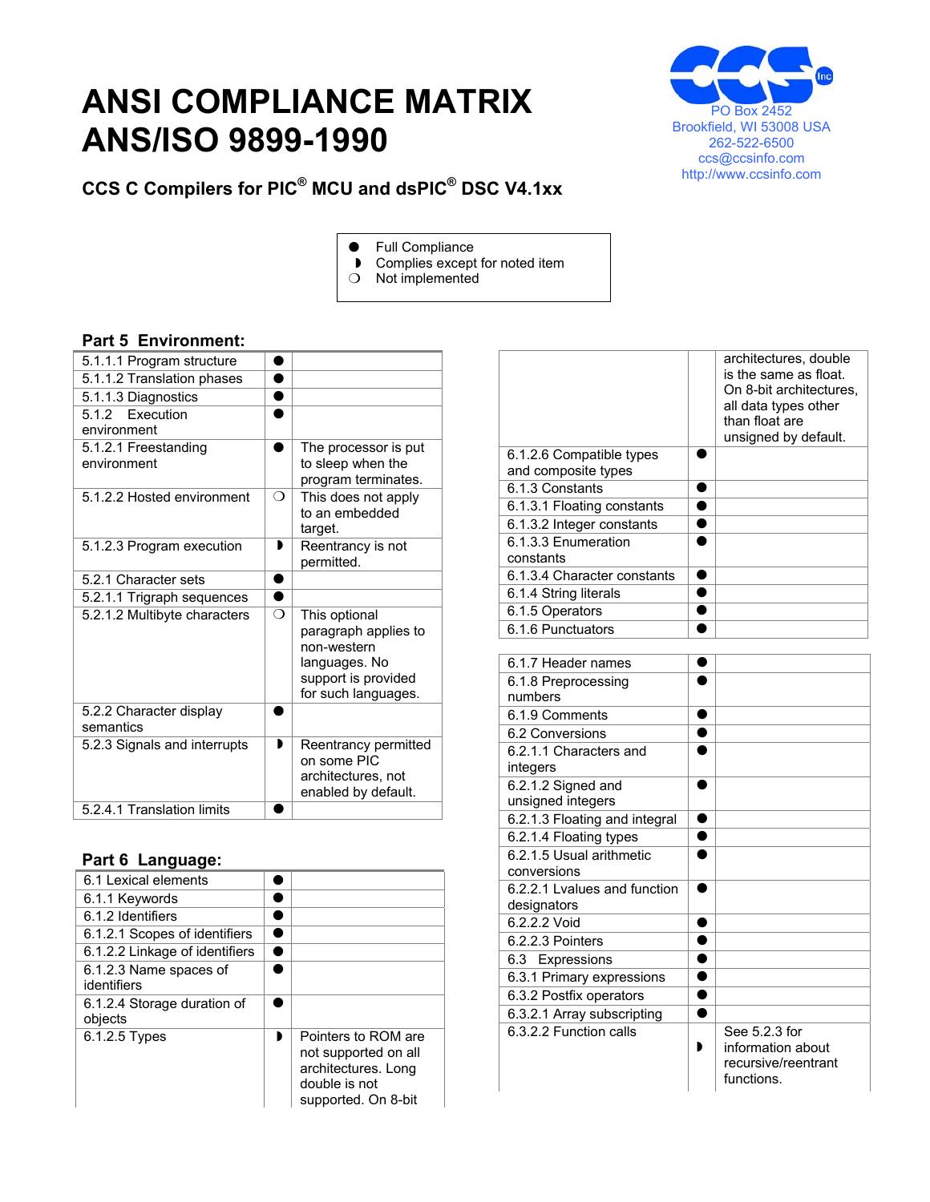# ANSI COMPLIANCE MATRIX
# ANS/ISO 9899-1990

PO Box 2452
Brookfield, WI 53008 USA
262-522-6500
ccs@ccsinfo.com
http://www.ccsinfo.com

### CCS C Compilers for PIC® MCU and dsPIC® DSC V4.1xx

| | |
|---|---|
| ● | Full Compliance |
| ◗ | Complies except for noted item |
| ❍ | Not implemented |

## Part 5 Environment:

| Section | Status | Notes |
|---|---|---|
| 5.1.1.1 Program structure | ● | |
| 5.1.1.2 Translation phases | ● | |
| 5.1.1.3 Diagnostics | ● | |
| 5.1.2 Execution environment | ● | |
| 5.1.2.1 Freestanding environment | ● | The processor is put to sleep when the program terminates. |
| 5.1.2.2 Hosted environment | ❍ | This does not apply to an embedded target. |
| 5.1.2.3 Program execution | ◗ | Reentrancy is not permitted. |
| 5.2.1 Character sets | ● | |
| 5.2.1.1 Trigraph sequences | ● | |
| 5.2.1.2 Multibyte characters | ❍ | This optional paragraph applies to non-western languages. No support is provided for such languages. |
| 5.2.2 Character display semantics | ● | |
| 5.2.3 Signals and interrupts | ◗ | Reentrancy permitted on some PIC architectures, not enabled by default. |
| 5.2.4.1 Translation limits | ● | |

## Part 6 Language:

| Section | Status | Notes |
|---|---|---|
| 6.1 Lexical elements | ● | |
| 6.1.1 Keywords | ● | |
| 6.1.2 Identifiers | ● | |
| 6.1.2.1 Scopes of identifiers | ● | |
| 6.1.2.2 Linkage of identifiers | ● | |
| 6.1.2.3 Name spaces of identifiers | ● | |
| 6.1.2.4 Storage duration of objects | ● | |
| 6.1.2.5 Types | ◗ | Pointers to ROM are not supported on all architectures. Long double is not supported. On 8-bit architectures, double is the same as float. On 8-bit architectures, all data types other than float are unsigned by default. |
| 6.1.2.6 Compatible types and composite types | ● | |
| 6.1.3 Constants | ● | |
| 6.1.3.1 Floating constants | ● | |
| 6.1.3.2 Integer constants | ● | |
| 6.1.3.3 Enumeration constants | ● | |
| 6.1.3.4 Character constants | ● | |
| 6.1.4 String literals | ● | |
| 6.1.5 Operators | ● | |
| 6.1.6 Punctuators | ● | |
| 6.1.7 Header names | ● | |
| 6.1.8 Preprocessing numbers | ● | |
| 6.1.9 Comments | ● | |
| 6.2 Conversions | ● | |
| 6.2.1.1 Characters and integers | ● | |
| 6.2.1.2 Signed and unsigned integers | ● | |
| 6.2.1.3 Floating and integral | ● | |
| 6.2.1.4 Floating types | ● | |
| 6.2.1.5 Usual arithmetic conversions | ● | |
| 6.2.2.1 Lvalues and function designators | ● | |
| 6.2.2.2 Void | ● | |
| 6.2.2.3 Pointers | ● | |
| 6.3 Expressions | ● | |
| 6.3.1 Primary expressions | ● | |
| 6.3.2 Postfix operators | ● | |
| 6.3.2.1 Array subscripting | ● | |
| 6.3.2.2 Function calls | ◗ | See 5.2.3 for information about recursive/reentrant functions. |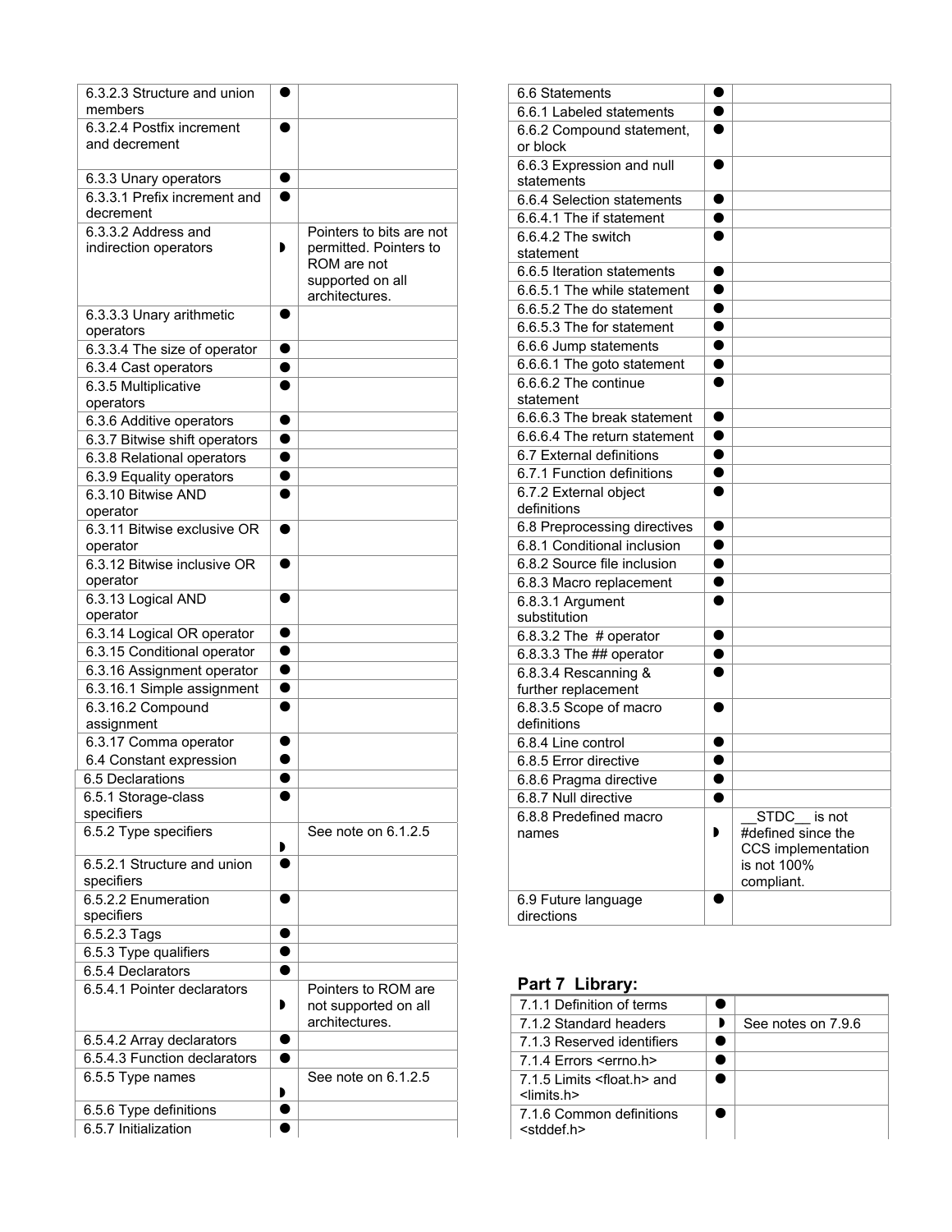| | | |
|---|---|---|
| 6.3.2.3 Structure and union members | ● | |
| 6.3.2.4 Postfix increment and decrement | ● | |
| 6.3.3 Unary operators | ● | |
| 6.3.3.1 Prefix increment and decrement | ● | |
| 6.3.3.2 Address and indirection operators | ◗ | Pointers to bits are not permitted. Pointers to ROM are not supported on all architectures. |
| 6.3.3.3 Unary arithmetic operators | ● | |
| 6.3.3.4 The size of operator | ● | |
| 6.3.4 Cast operators | ● | |
| 6.3.5 Multiplicative operators | ● | |
| 6.3.6 Additive operators | ● | |
| 6.3.7 Bitwise shift operators | ● | |
| 6.3.8 Relational operators | ● | |
| 6.3.9 Equality operators | ● | |
| 6.3.10 Bitwise AND operator | ● | |
| 6.3.11 Bitwise exclusive OR operator | ● | |
| 6.3.12 Bitwise inclusive OR operator | ● | |
| 6.3.13 Logical AND operator | ● | |
| 6.3.14 Logical OR operator | ● | |
| 6.3.15 Conditional operator | ● | |
| 6.3.16 Assignment operator | ● | |
| 6.3.16.1 Simple assignment | ● | |
| 6.3.16.2 Compound assignment | ● | |
| 6.3.17 Comma operator | ● | |
| 6.4 Constant expression | ● | |
| 6.5 Declarations | ● | |
| 6.5.1 Storage-class specifiers | ● | |
| 6.5.2 Type specifiers | ◗ | See note on 6.1.2.5 |
| 6.5.2.1 Structure and union specifiers | ● | |
| 6.5.2.2 Enumeration specifiers | ● | |
| 6.5.2.3 Tags | ● | |
| 6.5.3 Type qualifiers | ● | |
| 6.5.4 Declarators | ● | |
| 6.5.4.1 Pointer declarators | ◗ | Pointers to ROM are not supported on all architectures. |
| 6.5.4.2 Array declarators | ● | |
| 6.5.4.3 Function declarators | ● | |
| 6.5.5 Type names | ◗ | See note on 6.1.2.5 |
| 6.5.6 Type definitions | ● | |
| 6.5.7 Initialization | ● | |
| 6.6 Statements | ● | |
| 6.6.1 Labeled statements | ● | |
| 6.6.2 Compound statement, or block | ● | |
| 6.6.3 Expression and null statements | ● | |
| 6.6.4 Selection statements | ● | |
| 6.6.4.1 The if statement | ● | |
| 6.6.4.2 The switch statement | ● | |
| 6.6.5 Iteration statements | ● | |
| 6.6.5.1 The while statement | ● | |
| 6.6.5.2 The do statement | ● | |
| 6.6.5.3 The for statement | ● | |
| 6.6.6 Jump statements | ● | |
| 6.6.6.1 The goto statement | ● | |
| 6.6.6.2 The continue statement | ● | |
| 6.6.6.3 The break statement | ● | |
| 6.6.6.4 The return statement | ● | |
| 6.7 External definitions | ● | |
| 6.7.1 Function definitions | ● | |
| 6.7.2 External object definitions | ● | |
| 6.8 Preprocessing directives | ● | |
| 6.8.1 Conditional inclusion | ● | |
| 6.8.2 Source file inclusion | ● | |
| 6.8.3 Macro replacement | ● | |
| 6.8.3.1 Argument substitution | ● | |
| 6.8.3.2 The # operator | ● | |
| 6.8.3.3 The ## operator | ● | |
| 6.8.3.4 Rescanning & further replacement | ● | |
| 6.8.3.5 Scope of macro definitions | ● | |
| 6.8.4 Line control | ● | |
| 6.8.5 Error directive | ● | |
| 6.8.6 Pragma directive | ● | |
| 6.8.7 Null directive | ● | |
| 6.8.8 Predefined macro names | ◗ | __STDC__ is not #defined since the CCS implementation is not 100% compliant. |
| 6.9 Future language directions | ● | |

## Part 7 Library:

| | | |
|---|---|---|
| 7.1.1 Definition of terms | ● | |
| 7.1.2 Standard headers | ◗ | See notes on 7.9.6 |
| 7.1.3 Reserved identifiers | ● | |
| 7.1.4 Errors <errno.h> | ● | |
| 7.1.5 Limits <float.h> and <limits.h> | ● | |
| 7.1.6 Common definitions <stddef.h> | ● | |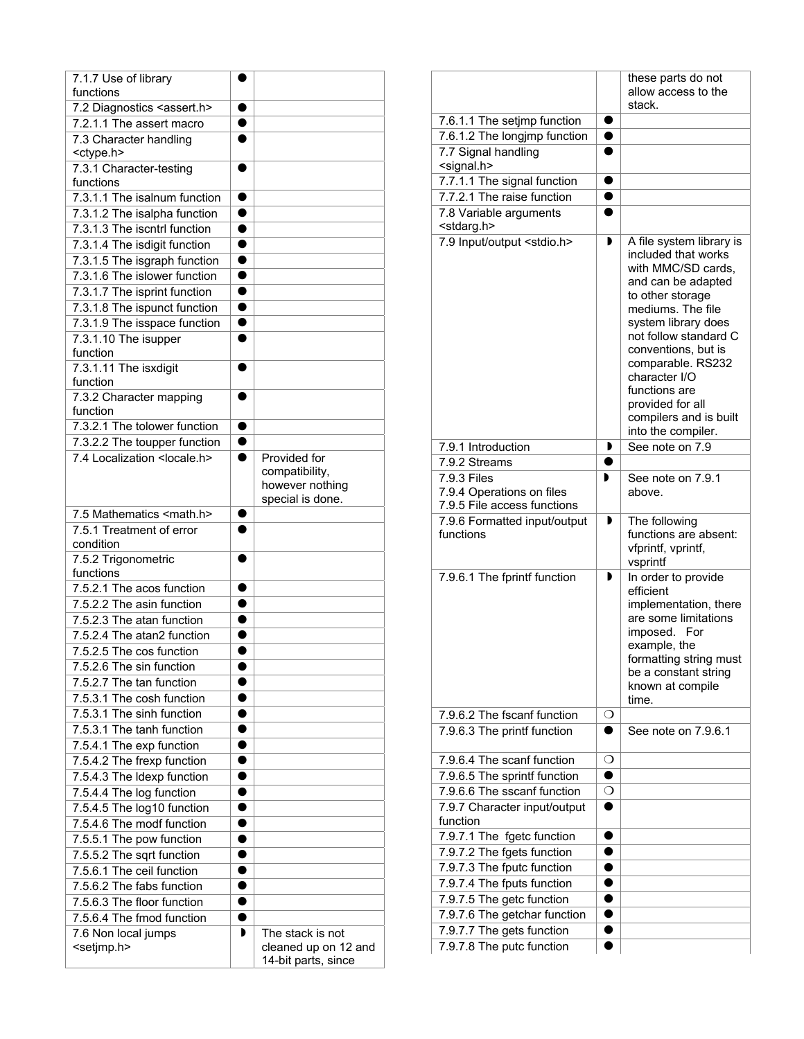| | | |
|---|---|---|
| 7.1.7 Use of library functions | ● | |
| 7.2 Diagnostics <assert.h> | ● | |
| 7.2.1.1 The assert macro | ● | |
| 7.3 Character handling <ctype.h> | ● | |
| 7.3.1 Character-testing functions | ● | |
| 7.3.1.1 The isalnum function | ● | |
| 7.3.1.2 The isalpha function | ● | |
| 7.3.1.3 The iscntrl function | ● | |
| 7.3.1.4 The isdigit function | ● | |
| 7.3.1.5 The isgraph function | ● | |
| 7.3.1.6 The islower function | ● | |
| 7.3.1.7 The isprint function | ● | |
| 7.3.1.8 The ispunct function | ● | |
| 7.3.1.9 The isspace function | ● | |
| 7.3.1.10 The isupper function | ● | |
| 7.3.1.11 The isxdigit function | ● | |
| 7.3.2 Character mapping function | ● | |
| 7.3.2.1 The tolower function | ● | |
| 7.3.2.2 The toupper function | ● | |
| 7.4 Localization <locale.h> | ● | Provided for compatibility, however nothing special is done. |
| 7.5 Mathematics <math.h> | ● | |
| 7.5.1 Treatment of error condition | ● | |
| 7.5.2 Trigonometric functions | ● | |
| 7.5.2.1 The acos function | ● | |
| 7.5.2.2 The asin function | ● | |
| 7.5.2.3 The atan function | ● | |
| 7.5.2.4 The atan2 function | ● | |
| 7.5.2.5 The cos function | ● | |
| 7.5.2.6 The sin function | ● | |
| 7.5.2.7 The tan function | ● | |
| 7.5.3.1 The cosh function | ● | |
| 7.5.3.1 The sinh function | ● | |
| 7.5.3.1 The tanh function | ● | |
| 7.5.4.1 The exp function | ● | |
| 7.5.4.2 The frexp function | ● | |
| 7.5.4.3 The ldexp function | ● | |
| 7.5.4.4 The log function | ● | |
| 7.5.4.5 The log10 function | ● | |
| 7.5.4.6 The modf function | ● | |
| 7.5.5.1 The pow function | ● | |
| 7.5.5.2 The sqrt function | ● | |
| 7.5.6.1 The ceil function | ● | |
| 7.5.6.2 The fabs function | ● | |
| 7.5.6.3 The floor function | ● | |
| 7.5.6.4 The fmod function | ● | |
| 7.6 Non local jumps <setjmp.h> | ◗ | The stack is not cleaned up on 12 and 14-bit parts, since these parts do not allow access to the stack. |
| 7.6.1.1 The setjmp function | ● | |
| 7.6.1.2 The longjmp function | ● | |
| 7.7 Signal handling <signal.h> | ● | |
| 7.7.1.1 The signal function | ● | |
| 7.7.2.1 The raise function | ● | |
| 7.8 Variable arguments <stdarg.h> | ● | |
| 7.9 Input/output <stdio.h> | ◗ | A file system library is included that works with MMC/SD cards, and can be adapted to other storage mediums. The file system library does not follow standard C conventions, but is comparable. RS232 character I/O functions are provided for all compilers and is built into the compiler. |
| 7.9.1 Introduction | ◗ | See note on 7.9 |
| 7.9.2 Streams | ● | |
| 7.9.3 Files<br>7.9.4 Operations on files<br>7.9.5 File access functions | ◗ | See note on 7.9.1 above. |
| 7.9.6 Formatted input/output functions | ◗ | The following functions are absent: vfprintf, vprintf, vsprintf |
| 7.9.6.1 The fprintf function | ◗ | In order to provide efficient implementation, there are some limitations imposed. For example, the formatting string must be a constant string known at compile time. |
| 7.9.6.2 The fscanf function | ❍ | |
| 7.9.6.3 The printf function | ● | See note on 7.9.6.1 |
| 7.9.6.4 The scanf function | ❍ | |
| 7.9.6.5 The sprintf function | ● | |
| 7.9.6.6 The sscanf function | ❍ | |
| 7.9.7 Character input/output function | ● | |
| 7.9.7.1 The fgetc function | ● | |
| 7.9.7.2 The fgets function | ● | |
| 7.9.7.3 The fputc function | ● | |
| 7.9.7.4 The fputs function | ● | |
| 7.9.7.5 The getc function | ● | |
| 7.9.7.6 The getchar function | ● | |
| 7.9.7.7 The gets function | ● | |
| 7.9.7.8 The putc function | ● | |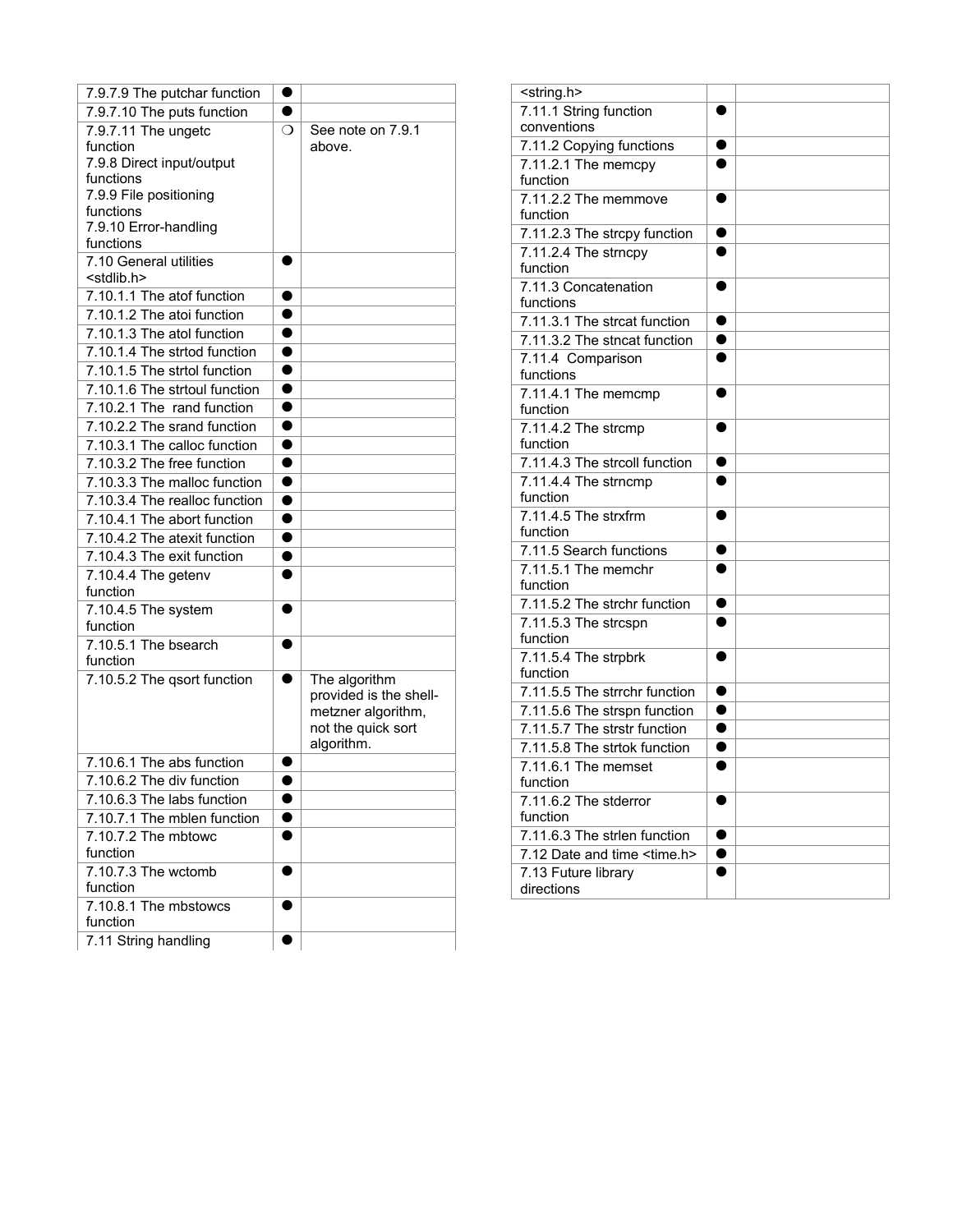| | | |
|---|---|---|
| 7.9.7.9 The putchar function | ● | |
| 7.9.7.10 The puts function | ● | |
| 7.9.7.11 The ungetc function<br>7.9.8 Direct input/output functions<br>7.9.9 File positioning functions<br>7.9.10 Error-handling functions | ❍ | See note on 7.9.1 above. |
| 7.10 General utilities <stdlib.h> | ● | |
| 7.10.1.1 The atof function | ● | |
| 7.10.1.2 The atoi function | ● | |
| 7.10.1.3 The atol function | ● | |
| 7.10.1.4 The strtod function | ● | |
| 7.10.1.5 The strtol function | ● | |
| 7.10.1.6 The strtoul function | ● | |
| 7.10.2.1 The  rand function | ● | |
| 7.10.2.2 The srand function | ● | |
| 7.10.3.1 The calloc function | ● | |
| 7.10.3.2 The free function | ● | |
| 7.10.3.3 The malloc function | ● | |
| 7.10.3.4 The realloc function | ● | |
| 7.10.4.1 The abort function | ● | |
| 7.10.4.2 The atexit function | ● | |
| 7.10.4.3 The exit function | ● | |
| 7.10.4.4 The getenv function | ● | |
| 7.10.4.5 The system function | ● | |
| 7.10.5.1 The bsearch function | ● | |
| 7.10.5.2 The qsort function | ● | The algorithm provided is the shell-metzner algorithm, not the quick sort algorithm. |
| 7.10.6.1 The abs function | ● | |
| 7.10.6.2 The div function | ● | |
| 7.10.6.3 The labs function | ● | |
| 7.10.7.1 The mblen function | ● | |
| 7.10.7.2 The mbtowc function | ● | |
| 7.10.7.3 The wctomb function | ● | |
| 7.10.8.1 The mbstowcs function | ● | |
| 7.11 String handling <string.h> | ● | |
| 7.11.1 String function conventions | ● | |
| 7.11.2 Copying functions | ● | |
| 7.11.2.1 The memcpy function | ● | |
| 7.11.2.2 The memmove function | ● | |
| 7.11.2.3 The strcpy function | ● | |
| 7.11.2.4 The strncpy function | ● | |
| 7.11.3 Concatenation functions | ● | |
| 7.11.3.1 The strcat function | ● | |
| 7.11.3.2 The stncat function | ● | |
| 7.11.4  Comparison functions | ● | |
| 7.11.4.1 The memcmp function | ● | |
| 7.11.4.2 The strcmp function | ● | |
| 7.11.4.3 The strcoll function | ● | |
| 7.11.4.4 The strncmp function | ● | |
| 7.11.4.5 The strxfrm function | ● | |
| 7.11.5 Search functions | ● | |
| 7.11.5.1 The memchr function | ● | |
| 7.11.5.2 The strchr function | ● | |
| 7.11.5.3 The strcspn function | ● | |
| 7.11.5.4 The strpbrk function | ● | |
| 7.11.5.5 The strrchr function | ● | |
| 7.11.5.6 The strspn function | ● | |
| 7.11.5.7 The strstr function | ● | |
| 7.11.5.8 The strtok function | ● | |
| 7.11.6.1 The memset function | ● | |
| 7.11.6.2 The stderror function | ● | |
| 7.11.6.3 The strlen function | ● | |
| 7.12 Date and time <time.h> | ● | |
| 7.13 Future library directions | ● | |